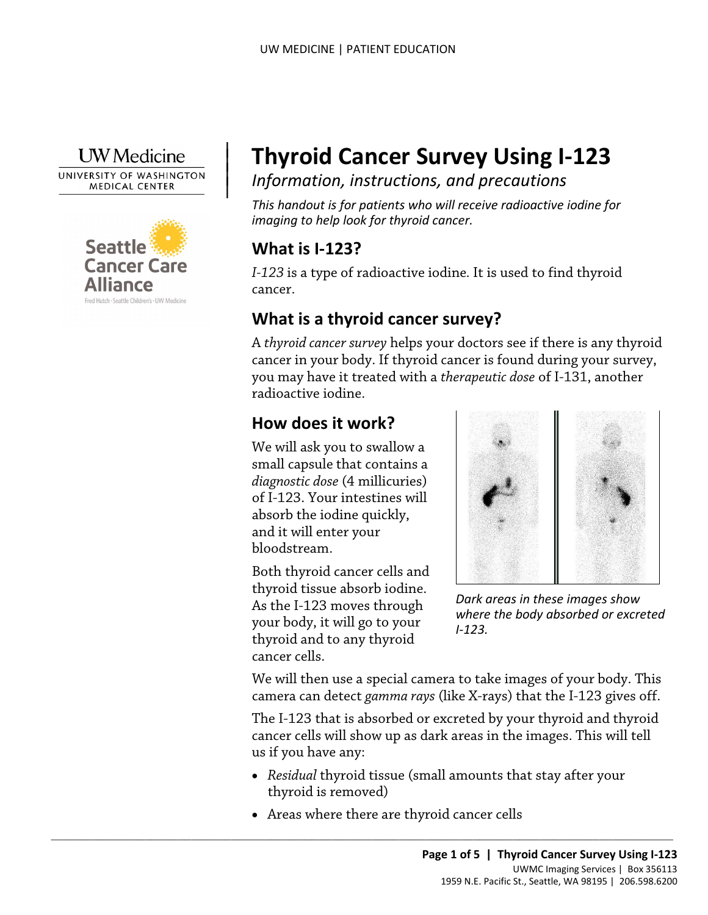# Thyroid Cancer Survey Using I-123

*Information, instructions, and precautions*

*This handout is for patients who will receive radioactive iodine for imaging to help look for thyroid cancer.*

## What is I-123?

*I-123* is a type of radioactive iodine. It is used to find thyroid cancer.

## What is a thyroid cancer survey?

A *thyroid cancer survey* helps your doctors see if there is any thyroid cancer in your body. If thyroid cancer is found during your survey, you may have it treated with a *therapeutic dose* of I-131, another radioactive iodine.

## How does it work?

We will ask you to swallow a small capsule that contains a *diagnostic dose* (4 millicuries) of I-123. Your intestines will absorb the iodine quickly, and it will enter your bloodstream.

Both thyroid cancer cells and thyroid tissue absorb iodine. As the I-123 moves through your body, it will go to your thyroid and to any thyroid cancer cells.

*Dark areas in these images show where the body absorbed or excreted I-123.*

We will then use a special camera to take images of your body. This camera can detect *gamma rays* (like X-rays) that the I-123 gives off.

The I-123 that is absorbed or excreted by your thyroid and thyroid cancer cells will show up as dark areas in the images. This will tell us if you have any:

- *Residual* thyroid tissue (small amounts that stay after your thyroid is removed)
- Areas where there are thyroid cancer cells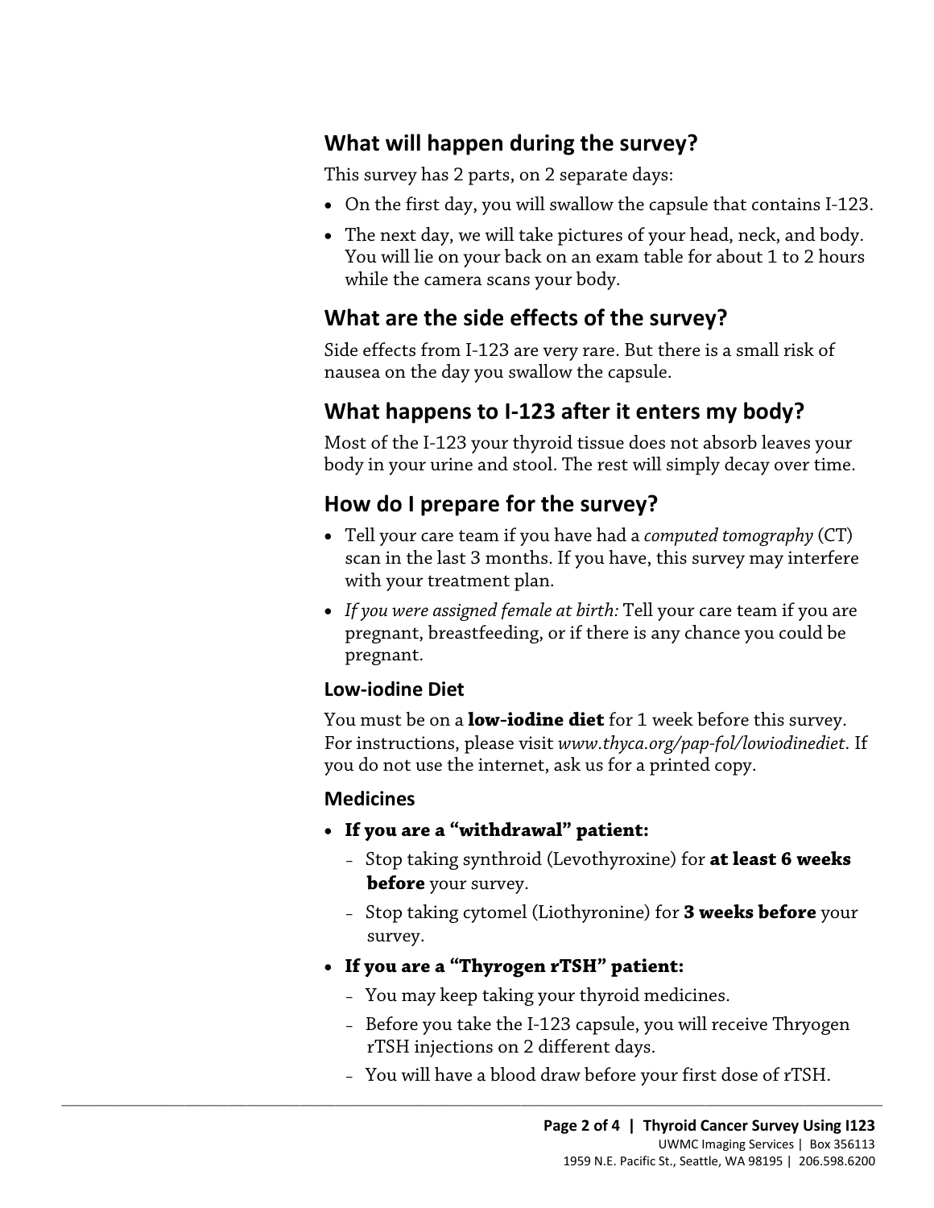## What will happen during the survey?

This survey has 2 parts, on 2 separate days:

- On the first day, you will swallow the capsule that contains I-123.
- The next day, we will take pictures of your head, neck, and body. You will lie on your back on an exam table for about 1 to 2 hours while the camera scans your body.

## What are the side effects of the survey?

Side effects from I-123 are very rare. But there is a small risk of nausea on the day you swallow the capsule.

## What happens to I-123 after it enters my body?

Most of the I-123 your thyroid tissue does not absorb leaves your body in your urine and stool. The rest will simply decay over time.

## How do I prepare for the survey?

- Tell your care team if you have had a *computed tomography* (CT) scan in the last 3 months. If you have, this survey may interfere with your treatment plan.
- *If you were assigned female at birth:* Tell your care team if you are pregnant, breastfeeding, or if there is any chance you could be pregnant.

### Low-iodine Diet

You must be on a **low-iodine diet** for 1 week before this survey. For instructions, please visit *www.thyca.org/pap-fol/lowiodinediet*. If you do not use the internet, ask us for a printed copy.

### Medicines

- **If you are a "withdrawal" patient:**
  - Stop taking synthroid (Levothyroxine) for **at least 6 weeks before** your survey.
  - Stop taking cytomel (Liothyronine) for **3 weeks before** your survey.
- **If you are a "Thyrogen rTSH" patient:**
  - You may keep taking your thyroid medicines.
  - Before you take the I-123 capsule, you will receive Thryogen rTSH injections on 2 different days.
  - You will have a blood draw before your first dose of rTSH.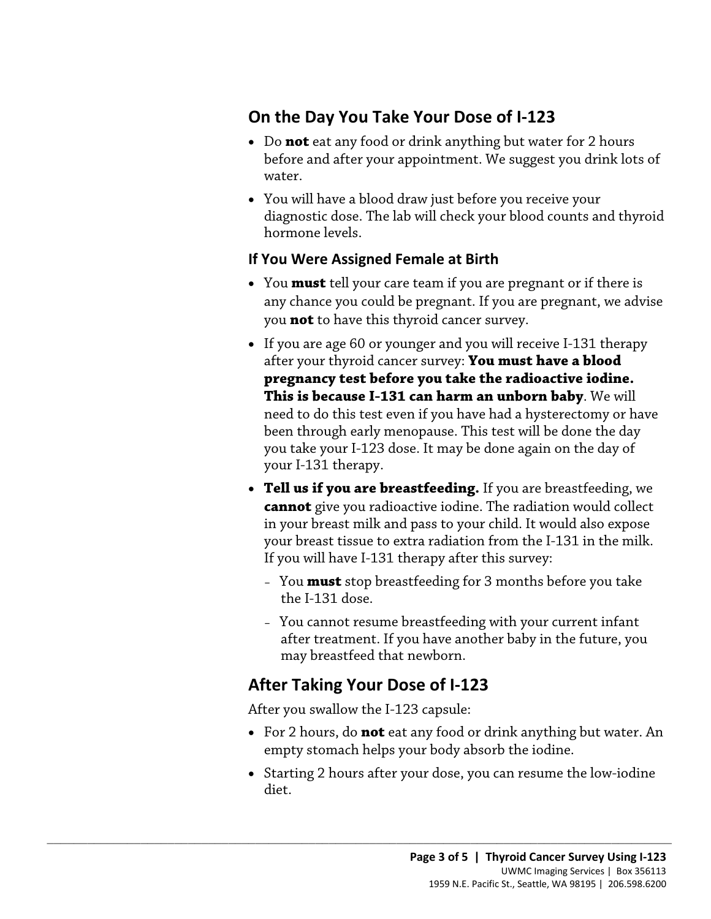## On the Day You Take Your Dose of I-123

- Do **not** eat any food or drink anything but water for 2 hours before and after your appointment. We suggest you drink lots of water.
- You will have a blood draw just before you receive your diagnostic dose. The lab will check your blood counts and thyroid hormone levels.

### If You Were Assigned Female at Birth

- You **must** tell your care team if you are pregnant or if there is any chance you could be pregnant. If you are pregnant, we advise you **not** to have this thyroid cancer survey.
- If you are age 60 or younger and you will receive I-131 therapy after your thyroid cancer survey: **You must have a blood pregnancy test before you take the radioactive iodine. This is because I-131 can harm an unborn baby**. We will need to do this test even if you have had a hysterectomy or have been through early menopause. This test will be done the day you take your I-123 dose. It may be done again on the day of your I-131 therapy.
- **Tell us if you are breastfeeding.** If you are breastfeeding, we **cannot** give you radioactive iodine. The radiation would collect in your breast milk and pass to your child. It would also expose your breast tissue to extra radiation from the I-131 in the milk. If you will have I-131 therapy after this survey:
  - You **must** stop breastfeeding for 3 months before you take the I-131 dose.
  - You cannot resume breastfeeding with your current infant after treatment. If you have another baby in the future, you may breastfeed that newborn.

## After Taking Your Dose of I-123

After you swallow the I-123 capsule:

- For 2 hours, do **not** eat any food or drink anything but water. An empty stomach helps your body absorb the iodine.
- Starting 2 hours after your dose, you can resume the low-iodine diet.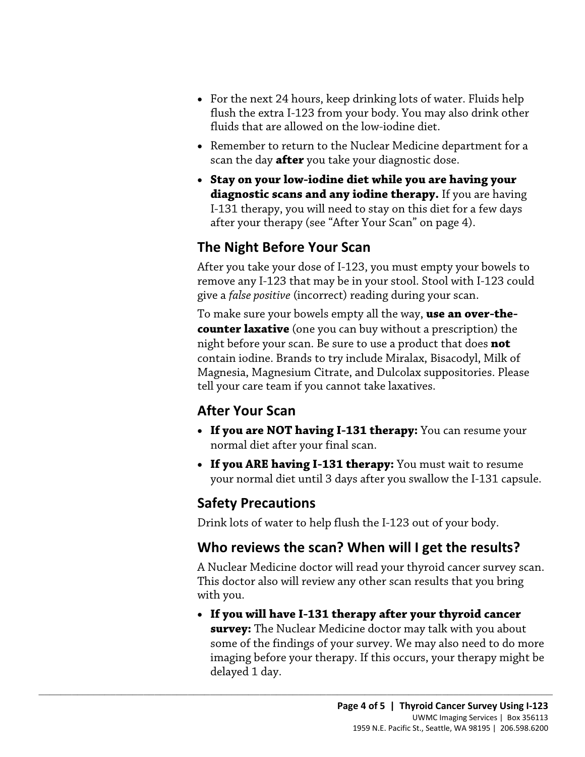- For the next 24 hours, keep drinking lots of water. Fluids help flush the extra I-123 from your body. You may also drink other fluids that are allowed on the low-iodine diet.
- Remember to return to the Nuclear Medicine department for a scan the day **after** you take your diagnostic dose.
- **Stay on your low-iodine diet while you are having your diagnostic scans and any iodine therapy.** If you are having I-131 therapy, you will need to stay on this diet for a few days after your therapy (see "After Your Scan" on page 4).

## The Night Before Your Scan

After you take your dose of I-123, you must empty your bowels to remove any I-123 that may be in your stool. Stool with I-123 could give a *false positive* (incorrect) reading during your scan.

To make sure your bowels empty all the way, **use an over-the-counter laxative** (one you can buy without a prescription) the night before your scan. Be sure to use a product that does **not** contain iodine. Brands to try include Miralax, Bisacodyl, Milk of Magnesia, Magnesium Citrate, and Dulcolax suppositories. Please tell your care team if you cannot take laxatives.

## After Your Scan

- **If you are NOT having I-131 therapy:** You can resume your normal diet after your final scan.
- **If you ARE having I-131 therapy:** You must wait to resume your normal diet until 3 days after you swallow the I-131 capsule.

## Safety Precautions

Drink lots of water to help flush the I-123 out of your body.

## Who reviews the scan? When will I get the results?

A Nuclear Medicine doctor will read your thyroid cancer survey scan. This doctor also will review any other scan results that you bring with you.

- **If you will have I-131 therapy after your thyroid cancer survey:** The Nuclear Medicine doctor may talk with you about some of the findings of your survey. We may also need to do more imaging before your therapy. If this occurs, your therapy might be delayed 1 day.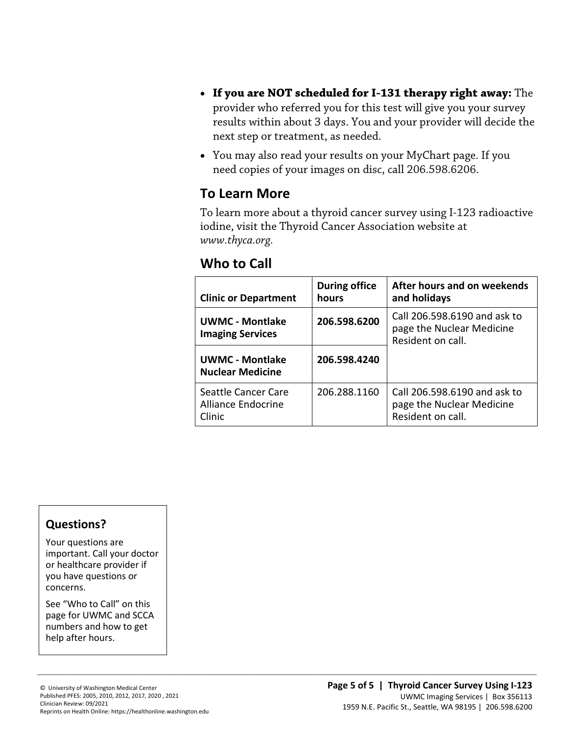- **If you are NOT scheduled for I-131 therapy right away:** The provider who referred you for this test will give you your survey results within about 3 days. You and your provider will decide the next step or treatment, as needed.
- You may also read your results on your MyChart page. If you need copies of your images on disc, call 206.598.6206.

## To Learn More

To learn more about a thyroid cancer survey using I-123 radioactive iodine, visit the Thyroid Cancer Association website at *www.thyca.org.*

## Who to Call

| Clinic or Department | During office hours | After hours and on weekends and holidays |
|---|---|---|
| **UWMC - Montlake Imaging Services** | **206.598.6200** | Call 206.598.6190 and ask to page the Nuclear Medicine Resident on call. |
| **UWMC - Montlake Nuclear Medicine** | **206.598.4240** | |
| Seattle Cancer Care Alliance Endocrine Clinic | 206.288.1160 | Call 206.598.6190 and ask to page the Nuclear Medicine Resident on call. |

### Questions?

Your questions are important. Call your doctor or healthcare provider if you have questions or concerns.

See "Who to Call" on this page for UWMC and SCCA numbers and how to get help after hours.

© University of Washington Medical Center
Published PFES: 2005, 2010, 2012, 2017, 2020 , 2021
Clinician Review: 09/2021
Reprints on Health Online: https://healthonline.washington.edu

UWMC Imaging Services | Box 356113
1959 N.E. Pacific St., Seattle, WA 98195 | 206.598.6200